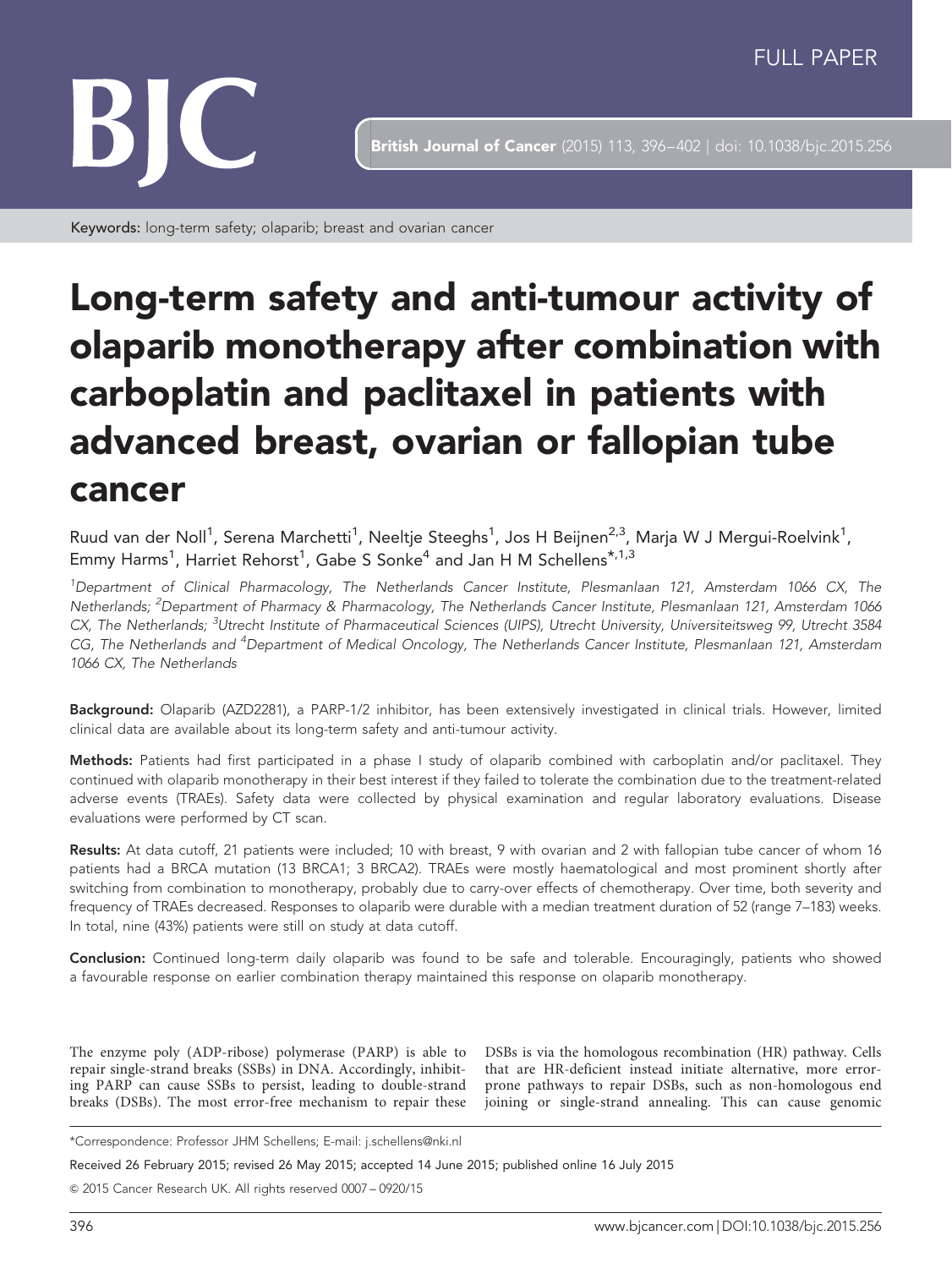FULL PAPER

**Keywords:** long-term safety; olaparib; breast and ovarian cancer

# Long-term safety and anti-tumour activity of olaparib monotherapy after combination with carboplatin and paclitaxel in patients with advanced breast, ovarian or fallopian tube cancer

Ruud van der Noll[1], Serena Marchetti[1], Neeltje Steeghs[1], Jos H Beijnen[2,3], Marja W J Mergui-Roelvink[1], Emmy Harms[1], Harriet Rehorst[1], Gabe S Sonke[4] and Jan H M Schellens*[,1,3]

[1]Department of Clinical Pharmacology, The Netherlands Cancer Institute, Plesmanlaan 121, Amsterdam 1066 CX, The Netherlands; [2]Department of Pharmacy & Pharmacology, The Netherlands Cancer Institute, Plesmanlaan 121, Amsterdam 1066 CX, The Netherlands; [3]Utrecht Institute of Pharmaceutical Sciences (UIPS), Utrecht University, Universiteitsweg 99, Utrecht 3584 CG, The Netherlands and [4]Department of Medical Oncology, The Netherlands Cancer Institute, Plesmanlaan 121, Amsterdam 1066 CX, The Netherlands

**Background:** Olaparib (AZD2281), a PARP-1/2 inhibitor, has been extensively investigated in clinical trials. However, limited clinical data are available about its long-term safety and anti-tumour activity.

**Methods:** Patients had first participated in a phase I study of olaparib combined with carboplatin and/or paclitaxel. They continued with olaparib monotherapy in their best interest if they failed to tolerate the combination due to the treatment-related adverse events (TRAEs). Safety data were collected by physical examination and regular laboratory evaluations. Disease evaluations were performed by CT scan.

**Results:** At data cutoff, 21 patients were included; 10 with breast, 9 with ovarian and 2 with fallopian tube cancer of whom 16 patients had a BRCA mutation (13 BRCA1; 3 BRCA2). TRAEs were mostly haematological and most prominent shortly after switching from combination to monotherapy, probably due to carry-over effects of chemotherapy. Over time, both severity and frequency of TRAEs decreased. Responses to olaparib were durable with a median treatment duration of 52 (range 7–183) weeks. In total, nine (43%) patients were still on study at data cutoff.

**Conclusion:** Continued long-term daily olaparib was found to be safe and tolerable. Encouragingly, patients who showed a favourable response on earlier combination therapy maintained this response on olaparib monotherapy.

The enzyme poly (ADP-ribose) polymerase (PARP) is able to repair single-strand breaks (SSBs) in DNA. Accordingly, inhibiting PARP can cause SSBs to persist, leading to double-strand breaks (DSBs). The most error-free mechanism to repair these DSBs is via the homologous recombination (HR) pathway. Cells that are HR-deficient instead initiate alternative, more error-prone pathways to repair DSBs, such as non-homologous end joining or single-strand annealing. This can cause genomic

*Correspondence: Professor JHM Schellens; E-mail: j.schellens@nki.nl

Received 26 February 2015; revised 26 May 2015; accepted 14 June 2015; published online 16 July 2015

© 2015 Cancer Research UK. All rights reserved 0007 – 0920/15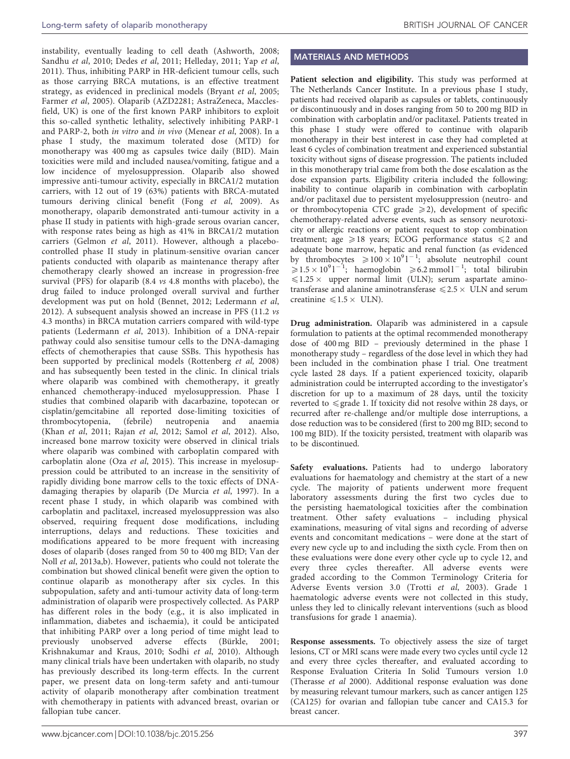instability, eventually leading to cell death (Ashworth, 2008; Sandhu *et al*, 2010; Dedes *et al*, 2011; Helleday, 2011; Yap *et al*, 2011). Thus, inhibiting PARP in HR-deficient tumour cells, such as those carrying BRCA mutations, is an effective treatment strategy, as evidenced in preclinical models (Bryant *et al*, 2005; Farmer *et al*, 2005). Olaparib (AZD2281; AstraZeneca, Macclesfield, UK) is one of the first known PARP inhibitors to exploit this so-called synthetic lethality, selectively inhibiting PARP-1 and PARP-2, both *in vitro* and *in vivo* (Menear *et al*, 2008). In a phase I study, the maximum tolerated dose (MTD) for monotherapy was 400 mg as capsules twice daily (BID). Main toxicities were mild and included nausea/vomiting, fatigue and a low incidence of myelosuppression. Olaparib also showed impressive anti-tumour activity, especially in BRCA1/2 mutation carriers, with 12 out of 19 (63%) patients with BRCA-mutated tumours deriving clinical benefit (Fong *et al*, 2009). As monotherapy, olaparib demonstrated anti-tumour activity in a phase II study in patients with high-grade serous ovarian cancer, with response rates being as high as 41% in BRCA1/2 mutation carriers (Gelmon *et al*, 2011). However, although a placebo-controlled phase II study in platinum-sensitive ovarian cancer patients conducted with olaparib as maintenance therapy after chemotherapy clearly showed an increase in progression-free survival (PFS) for olaparib (8.4 *vs* 4.8 months with placebo), the drug failed to induce prolonged overall survival and further development was put on hold (Bennet, 2012; Ledermann *et al*, 2012). A subsequent analysis showed an increase in PFS (11.2 *vs* 4.3 months) in BRCA mutation carriers compared with wild-type patients (Ledermann *et al*, 2013). Inhibition of a DNA-repair pathway could also sensitise tumour cells to the DNA-damaging effects of chemotherapies that cause SSBs. This hypothesis has been supported by preclinical models (Rottenberg *et al,* 2008) and has subsequently been tested in the clinic. In clinical trials where olaparib was combined with chemotherapy, it greatly enhanced chemotherapy-induced myelosuppression. Phase I studies that combined olaparib with dacarbazine, topotecan or cisplatin/gemcitabine all reported dose-limiting toxicities of thrombocytopenia, (febrile) neutropenia and anaemia (Khan *et al*, 2011; Rajan *et al*, 2012; Samol *et al*, 2012). Also, increased bone marrow toxicity were observed in clinical trials where olaparib was combined with carboplatin compared with carboplatin alone (Oza *et al*, 2015). This increase in myelosuppression could be attributed to an increase in the sensitivity of rapidly dividing bone marrow cells to the toxic effects of DNA-damaging therapies by olaparib (De Murcia *et al*, 1997). In a recent phase I study, in which olaparib was combined with carboplatin and paclitaxel, increased myelosuppression was also observed, requiring frequent dose modifications, including interruptions, delays and reductions. These toxicities and modifications appeared to be more frequent with increasing doses of olaparib (doses ranged from 50 to 400 mg BID; Van der Noll *et al*, 2013a,b). However, patients who could not tolerate the combination but showed clinical benefit were given the option to continue olaparib as monotherapy after six cycles. In this subpopulation, safety and anti-tumour activity data of long-term administration of olaparib were prospectively collected. As PARP has different roles in the body (e.g., it is also implicated in inflammation, diabetes and ischaemia), it could be anticipated that inhibiting PARP over a long period of time might lead to previously unobserved adverse effects (Bürkle, 2001; Krishnakumar and Kraus, 2010; Sodhi *et al*, 2010). Although many clinical trials have been undertaken with olaparib, no study has previously described its long-term effects. In the current paper, we present data on long-term safety and anti-tumour activity of olaparib monotherapy after combination treatment with chemotherapy in patients with advanced breast, ovarian or fallopian tube cancer.

## MATERIALS AND METHODS

**Patient selection and eligibility.** This study was performed at The Netherlands Cancer Institute. In a previous phase I study, patients had received olaparib as capsules or tablets, continuously or discontinuously and in doses ranging from 50 to 200 mg BID in combination with carboplatin and/or paclitaxel. Patients treated in this phase I study were offered to continue with olaparib monotherapy in their best interest in case they had completed at least 6 cycles of combination treatment and experienced substantial toxicity without signs of disease progression. The patients included in this monotherapy trial came from both the dose escalation as the dose expansion parts. Eligibility criteria included the following: inability to continue olaparib in combination with carboplatin and/or paclitaxel due to persistent myelosuppression (neutro- and or thrombocytopenia CTC grade $\geqslant 2$), development of specific chemotherapy-related adverse events, such as sensory neurotoxicity or allergic reactions or patient request to stop combination treatment; age $\geqslant 18$ years; ECOG performance status $\leqslant 2$ and adequate bone marrow, hepatic and renal function (as evidenced by thrombocytes $\geqslant 100 \times 10^9 \text{l}^{-1}$; absolute neutrophil count $\geqslant 1.5 \times 10^9 \text{l}^{-1}$; haemoglobin $\geqslant 6.2 \text{mmol l}^{-1}$; total bilirubin $\leqslant 1.25 \times$ upper normal limit (ULN); serum aspartate aminotransferase and alanine aminotransferase $\leqslant 2.5 \times$ ULN and serum creatinine $\leqslant 1.5 \times$ ULN).

**Drug administration.** Olaparib was administered in a capsule formulation to patients at the optimal recommended monotherapy dose of 400 mg BID – previously determined in the phase I monotherapy study – regardless of the dose level in which they had been included in the combination phase I trial. One treatment cycle lasted 28 days. If a patient experienced toxicity, olaparib administration could be interrupted according to the investigator's discretion for up to a maximum of 28 days, until the toxicity reverted to $\leqslant$grade 1. If toxicity did not resolve within 28 days, or recurred after re-challenge and/or multiple dose interruptions, a dose reduction was to be considered (first to 200 mg BID; second to 100 mg BID). If the toxicity persisted, treatment with olaparib was to be discontinued.

**Safety evaluations.** Patients had to undergo laboratory evaluations for haematology and chemistry at the start of a new cycle. The majority of patients underwent more frequent laboratory assessments during the first two cycles due to the persisting haematological toxicities after the combination treatment. Other safety evaluations – including physical examinations, measuring of vital signs and recording of adverse events and concomitant medications – were done at the start of every new cycle up to and including the sixth cycle. From then on these evaluations were done every other cycle up to cycle 12, and every three cycles thereafter. All adverse events were graded according to the Common Terminology Criteria for Adverse Events version 3.0 (Trotti *et al*, 2003). Grade 1 haematologic adverse events were not collected in this study, unless they led to clinically relevant interventions (such as blood transfusions for grade 1 anaemia).

**Response assessments.** To objectively assess the size of target lesions, CT or MRI scans were made every two cycles until cycle 12 and every three cycles thereafter, and evaluated according to Response Evaluation Criteria In Solid Tumours version 1.0 (Therasse *et al* 2000). Additional response evaluation was done by measuring relevant tumour markers, such as cancer antigen 125 (CA125) for ovarian and fallopian tube cancer and CA15.3 for breast cancer.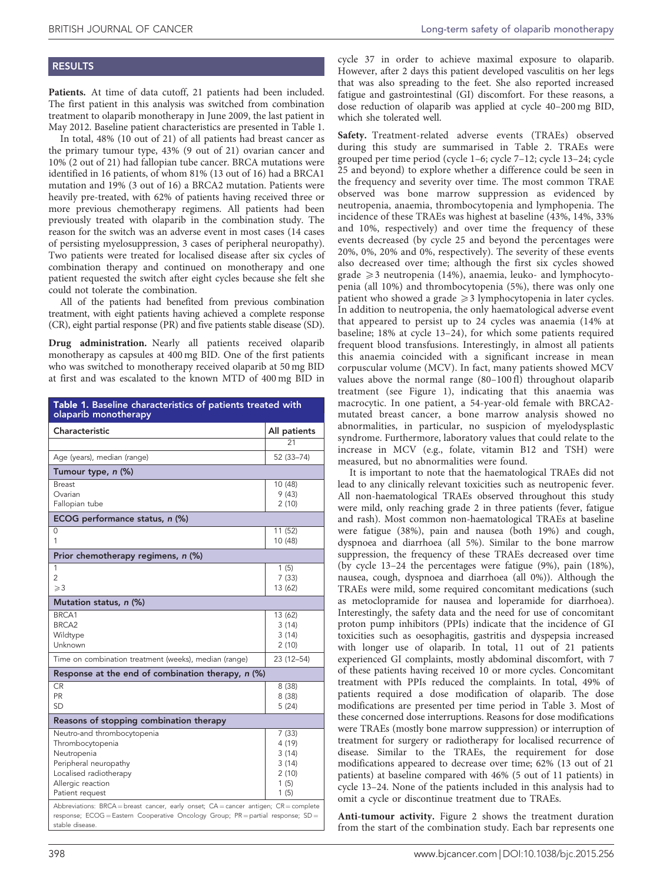## RESULTS

**Patients.** At time of data cutoff, 21 patients had been included. The first patient in this analysis was switched from combination treatment to olaparib monotherapy in June 2009, the last patient in May 2012. Baseline patient characteristics are presented in Table 1.

In total, 48% (10 out of 21) of all patients had breast cancer as the primary tumour type, 43% (9 out of 21) ovarian cancer and 10% (2 out of 21) had fallopian tube cancer. BRCA mutations were identified in 16 patients, of whom 81% (13 out of 16) had a BRCA1 mutation and 19% (3 out of 16) a BRCA2 mutation. Patients were heavily pre-treated, with 62% of patients having received three or more previous chemotherapy regimens. All patients had been previously treated with olaparib in the combination study. The reason for the switch was an adverse event in most cases (14 cases of persisting myelosuppression, 3 cases of peripheral neuropathy). Two patients were treated for localised disease after six cycles of combination therapy and continued on monotherapy and one patient requested the switch after eight cycles because she felt she could not tolerate the combination.

All of the patients had benefited from previous combination treatment, with eight patients having achieved a complete response (CR), eight partial response (PR) and five patients stable disease (SD).

**Drug administration.** Nearly all patients received olaparib monotherapy as capsules at 400 mg BID. One of the first patients who was switched to monotherapy received olaparib at 50 mg BID at first and was escalated to the known MTD of 400 mg BID in cycle 37 in order to achieve maximal exposure to olaparib. However, after 2 days this patient developed vasculitis on her legs that was also spreading to the feet. She also reported increased fatigue and gastrointestinal (GI) discomfort. For these reasons, a dose reduction of olaparib was applied at cycle 40–200 mg BID, which she tolerated well.

**Table 1. Baseline characteristics of patients treated with olaparib monotherapy**

| Characteristic | All patients |
|---|---|
| | 21 |
| Age (years), median (range) | 52 (33–74) |
| **Tumour type, *n* (%)** | |
| Breast | 10 (48) |
| Ovarian | 9 (43) |
| Fallopian tube | 2 (10) |
| **ECOG performance status, *n* (%)** | |
| 0 | 11 (52) |
| 1 | 10 (48) |
| **Prior chemotherapy regimens, *n* (%)** | |
| 1 | 1 (5) |
| 2 | 7 (33) |
| ⩾3 | 13 (62) |
| **Mutation status, *n* (%)** | |
| BRCA1 | 13 (62) |
| BRCA2 | 3 (14) |
| Wildtype | 3 (14) |
| Unknown | 2 (10) |
| Time on combination treatment (weeks), median (range) | 23 (12–54) |
| **Response at the end of combination therapy, *n* (%)** | |
| CR | 8 (38) |
| PR | 8 (38) |
| SD | 5 (24) |
| **Reasons of stopping combination therapy** | |
| Neutro-and thrombocytopenia | 7 (33) |
| Thrombocytopenia | 4 (19) |
| Neutropenia | 3 (14) |
| Peripheral neuropathy | 3 (14) |
| Localised radiotherapy | 2 (10) |
| Allergic reaction | 1 (5) |
| Patient request | 1 (5) |

Abbreviations: BRCA = breast cancer, early onset; CA = cancer antigen; CR = complete response; ECOG = Eastern Cooperative Oncology Group; PR = partial response; SD = stable disease.

**Safety.** Treatment-related adverse events (TRAEs) observed during this study are summarised in Table 2. TRAEs were grouped per time period (cycle 1–6; cycle 7–12; cycle 13–24; cycle 25 and beyond) to explore whether a difference could be seen in the frequency and severity over time. The most common TRAE observed was bone marrow suppression as evidenced by neutropenia, anaemia, thrombocytopenia and lymphopenia. The incidence of these TRAEs was highest at baseline (43%, 14%, 33% and 10%, respectively) and over time the frequency of these events decreased (by cycle 25 and beyond the percentages were 20%, 0%, 20% and 0%, respectively). The severity of these events also decreased over time; although the first six cycles showed grade ⩾3 neutropenia (14%), anaemia, leuko- and lymphocytopenia (all 10%) and thrombocytopenia (5%), there was only one patient who showed a grade ⩾3 lymphocytopenia in later cycles. In addition to neutropenia, the only haematological adverse event that appeared to persist up to 24 cycles was anaemia (14% at baseline; 18% at cycle 13–24), for which some patients required frequent blood transfusions. Interestingly, in almost all patients this anaemia coincided with a significant increase in mean corpuscular volume (MCV). In fact, many patients showed MCV values above the normal range (80–100 fl) throughout olaparib treatment (see Figure 1), indicating that this anaemia was macrocytic. In one patient, a 54-year-old female with BRCA2-mutated breast cancer, a bone marrow analysis showed no abnormalities, in particular, no suspicion of myelodysplastic syndrome. Furthermore, laboratory values that could relate to the increase in MCV (e.g., folate, vitamin B12 and TSH) were measured, but no abnormalities were found.

It is important to note that the haematological TRAEs did not lead to any clinically relevant toxicities such as neutropenic fever. All non-haematological TRAEs observed throughout this study were mild, only reaching grade 2 in three patients (fever, fatigue and rash). Most common non-haematological TRAEs at baseline were fatigue (38%), pain and nausea (both 19%) and cough, dyspnoea and diarrhoea (all 5%). Similar to the bone marrow suppression, the frequency of these TRAEs decreased over time (by cycle 13–24 the percentages were fatigue (9%), pain (18%), nausea, cough, dyspnoea and diarrhoea (all 0%)). Although the TRAEs were mild, some required concomitant medications (such as metoclopramide for nausea and loperamide for diarrhoea). Interestingly, the safety data and the need for use of concomitant proton pump inhibitors (PPIs) indicate that the incidence of GI toxicities such as oesophagitis, gastritis and dyspepsia increased with longer use of olaparib. In total, 11 out of 21 patients experienced GI complaints, mostly abdominal discomfort, with 7 of these patients having received 10 or more cycles. Concomitant treatment with PPIs reduced the complaints. In total, 49% of patients required a dose modification of olaparib. The dose modifications are presented per time period in Table 3. Most of these concerned dose interruptions. Reasons for dose modifications were TRAEs (mostly bone marrow suppression) or interruption of treatment for surgery or radiotherapy for localised recurrence of disease. Similar to the TRAEs, the requirement for dose modifications appeared to decrease over time; 62% (13 out of 21 patients) at baseline compared with 46% (5 out of 11 patients) in cycle 13–24. None of the patients included in this analysis had to omit a cycle or discontinue treatment due to TRAEs.

**Anti-tumour activity.** Figure 2 shows the treatment duration from the start of the combination study. Each bar represents one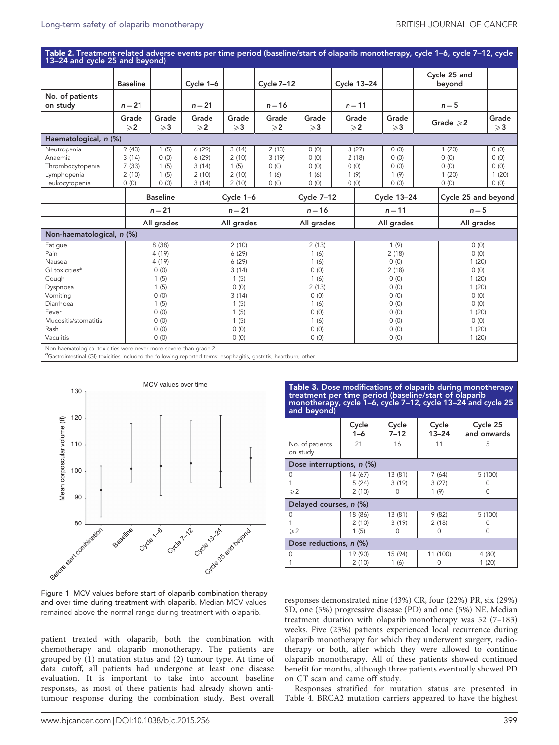**Table 2. Treatment-related adverse events per time period (baseline/start of olaparib monotherapy, cycle 1–6, cycle 7–12, cycle 13–24 and cycle 25 and beyond)**

| | Baseline | | Cycle 1–6 | | Cycle 7–12 | | Cycle 13–24 | | Cycle 25 and beyond | |
|---|---|---|---|---|---|---|---|---|---|---|
| No. of patients on study | n = 21 | | n = 21 | | n = 16 | | n = 11 | | n = 5 | |
| | Grade ⩾2 | Grade ⩾3 | Grade ⩾2 | Grade ⩾3 | Grade ⩾2 | Grade ⩾3 | Grade ⩾2 | Grade ⩾3 | Grade ⩾2 | Grade ⩾3 |
| **Haematological, n (%)** | | | | | | | | | | |
| Neutropenia | 9 (43) | 1 (5) | 6 (29) | 3 (14) | 2 (13) | 0 (0) | 3 (27) | 0 (0) | 1 (20) | 0 (0) |
| Anaemia | 3 (14) | 0 (0) | 6 (29) | 2 (10) | 3 (19) | 0 (0) | 2 (18) | 0 (0) | 0 (0) | 0 (0) |
| Thrombocytopenia | 7 (33) | 1 (5) | 3 (14) | 1 (5) | 0 (0) | 0 (0) | 0 (0) | 0 (0) | 0 (0) | 0 (0) |
| Lymphopenia | 2 (10) | 1 (5) | 2 (10) | 2 (10) | 1 (6) | 1 (6) | 1 (9) | 1 (9) | 1 (20) | 1 (20) |
| Leukocytopenia | 0 (0) | 0 (0) | 3 (14) | 2 (10) | 0 (0) | 0 (0) | 0 (0) | 0 (0) | 0 (0) | 0 (0) |

| | Baseline | Cycle 1–6 | Cycle 7–12 | Cycle 13–24 | Cycle 25 and beyond |
|---|---|---|---|---|---|
| | n = 21 | n = 21 | n = 16 | n = 11 | n = 5 |
| | All grades | All grades | All grades | All grades | All grades |
| **Non-haematological, n (%)** | | | | | |
| Fatigue | 8 (38) | 2 (10) | 2 (13) | 1 (9) | 0 (0) |
| Pain | 4 (19) | 6 (29) | 1 (6) | 2 (18) | 0 (0) |
| Nausea | 4 (19) | 6 (29) | 1 (6) | 0 (0) | 1 (20) |
| GI toxicities[a] | 0 (0) | 3 (14) | 0 (0) | 2 (18) | 0 (0) |
| Cough | 1 (5) | 1 (5) | 1 (6) | 0 (0) | 1 (20) |
| Dyspnoea | 1 (5) | 0 (0) | 2 (13) | 0 (0) | 1 (20) |
| Vomiting | 0 (0) | 3 (14) | 0 (0) | 0 (0) | 0 (0) |
| Diarrhoea | 1 (5) | 1 (5) | 1 (6) | 0 (0) | 0 (0) |
| Fever | 0 (0) | 1 (5) | 0 (0) | 0 (0) | 1 (20) |
| Mucositis/stomatitis | 0 (0) | 1 (5) | 1 (6) | 0 (0) | 0 (0) |
| Rash | 0 (0) | 0 (0) | 0 (0) | 0 (0) | 1 (20) |
| Vaculitis | 0 (0) | 0 (0) | 0 (0) | 0 (0) | 1 (20) |

Non-haematological toxicities were never more severe than grade 2.

[a]Gastrointestinal (GI) toxicities included the following reported terms: esophagitis, gastritis, heartburn, other.

Figure 1. MCV values before start of olaparib combination therapy and over time during treatment with olaparib. Median MCV values remained above the normal range during treatment with olaparib.

**Table 3. Dose modifications of olaparib during monotherapy treatment per time period (baseline/start of olaparib monotherapy, cycle 1–6, cycle 7–12, cycle 13–24 and cycle 25 and beyond)**

| | Cycle 1–6 | Cycle 7–12 | Cycle 13–24 | Cycle 25 and onwards |
|---|---|---|---|---|
| No. of patients on study | 21 | 16 | 11 | 5 |
| **Dose interruptions, n (%)** | | | | |
| 0 | 14 (67) | 13 (81) | 7 (64) | 5 (100) |
| 1 | 5 (24) | 3 (19) | 3 (27) | 0 |
| ⩾2 | 2 (10) | 0 | 1 (9) | 0 |
| **Delayed courses, n (%)** | | | | |
| 0 | 18 (86) | 13 (81) | 9 (82) | 5 (100) |
| 1 | 2 (10) | 3 (19) | 2 (18) | 0 |
| ⩾2 | 1 (5) | 0 | 0 | 0 |
| **Dose reductions, n (%)** | | | | |
| 0 | 19 (90) | 15 (94) | 11 (100) | 4 (80) |
| 1 | 2 (10) | 1 (6) | 0 | 1 (20) |

patient treated with olaparib, both the combination with chemotherapy and olaparib monotherapy. The patients are grouped by (1) mutation status and (2) tumour type. At time of data cutoff, all patients had undergone at least one disease evaluation. It is important to take into account baseline responses, as most of these patients had already shown anti-tumour response during the combination study. Best overall responses demonstrated nine (43%) CR, four (22%) PR, six (29%) SD, one (5%) progressive disease (PD) and one (5%) NE. Median treatment duration with olaparib monotherapy was 52 (7–183) weeks. Five (23%) patients experienced local recurrence during olaparib monotherapy for which they underwent surgery, radiotherapy or both, after which they were allowed to continue olaparib monotherapy. All of these patients showed continued benefit for months, although three patients eventually showed PD on CT scan and came off study.

Responses stratified for mutation status are presented in Table 4. BRCA2 mutation carriers appeared to have the highest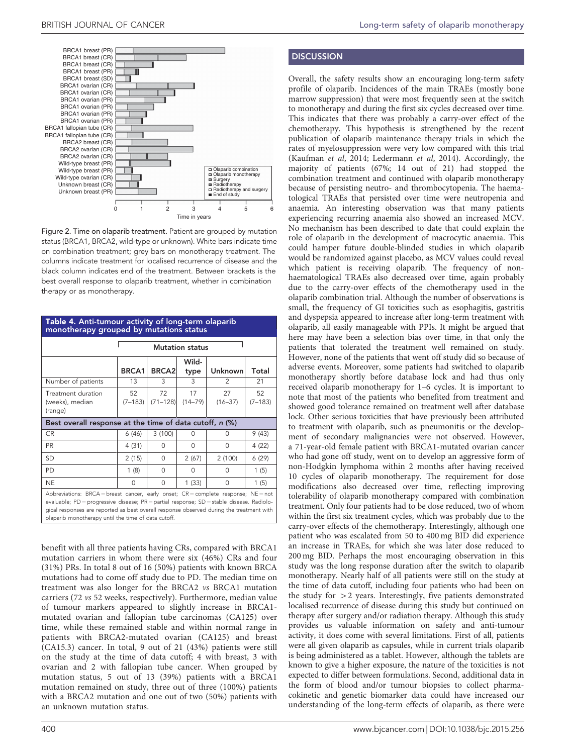BRCA1 breast (PR)
BRCA1 breast (CR)
BRCA1 breast (CR)
BRCA1 breast (PR)
BRCA1 breast (SD)
BRCA1 ovarian (CR)
BRCA1 ovarian (CR)
BRCA1 ovarian (PR)
BRCA1 ovarian (PR)
BRCA1 ovarian (PR)
BRCA1 ovarian (PR)
BRCA1 fallopian tube (CR)
BRCA1 fallopian tube (CR)
BRCA2 breast (CR)
BRCA2 ovarian (CR)
BRCA2 ovarian (CR)
Wild-type breast (PR)
Wild-type breast (PR)
Wild-type ovarian (CR)
Unknown breast (CR)
Unknown breast (PR)

Olaparib combination
Olaparib monotherapy
Surgery
Radiotherapy
Radiotherapy and surgery
End of study

0 1 2 3 4 5 6
Time in years

Figure 2. **Time on olaparib treatment.** Patient are grouped by mutation status (BRCA1, BRCA2, wild-type or unknown). White bars indicate time on combination treatment; grey bars on monotherapy treatment. The columns indicate treatment for localised recurrence of disease and the black column indicates end of the treatment. Between brackets is the best overall response to olaparib treatment, whether in combination therapy or as monotherapy.

**Table 4. Anti-tumour activity of long-term olaparib monotherapy grouped by mutations status**

| | Mutation status | | | | |
|---|---|---|---|---|---|
| | BRCA1 | BRCA2 | Wild-type | Unknown | Total |
| Number of patients | 13 | 3 | 3 | 2 | 21 |
| Treatment duration (weeks), median (range) | 52 (7–183) | 72 (71–128) | 17 (14–79) | 27 (16–37) | 52 (7–183) |
| **Best overall response at the time of data cutoff, n (%)** | | | | | |
| CR | 6 (46) | 3 (100) | 0 | 0 | 9 (43) |
| PR | 4 (31) | 0 | 0 | 0 | 4 (22) |
| SD | 2 (15) | 0 | 2 (67) | 2 (100) | 6 (29) |
| PD | 1 (8) | 0 | 0 | 0 | 1 (5) |
| NE | 0 | 0 | 1 (33) | 0 | 1 (5) |

Abbreviations: BRCA = breast cancer, early onset; CR = complete response; NE = not evaluable; PD = progressive disease; PR = partial response; SD = stable disease. Radiological responses are reported as best overall response observed during the treatment with olaparib monotherapy until the time of data cutoff.

benefit with all three patients having CRs, compared with BRCA1 mutation carriers in whom there were six (46%) CRs and four (31%) PRs. In total 8 out of 16 (50%) patients with known BRCA mutations had to come off study due to PD. The median time on treatment was also longer for the BRCA2 *vs* BRCA1 mutation carriers (72 *vs* 52 weeks, respectively). Furthermore, median value of tumour markers appeared to slightly increase in BRCA1-mutated ovarian and fallopian tube carcinomas (CA125) over time, while these remained stable and within normal range in patients with BRCA2-mutated ovarian (CA125) and breast (CA15.3) cancer. In total, 9 out of 21 (43%) patients were still on the study at the time of data cutoff; 4 with breast, 3 with ovarian and 2 with fallopian tube cancer. When grouped by mutation status, 5 out of 13 (39%) patients with a BRCA1 mutation remained on study, three out of three (100%) patients with a BRCA2 mutation and one out of two (50%) patients with an unknown mutation status.

## DISCUSSION

Overall, the safety results show an encouraging long-term safety profile of olaparib. Incidences of the main TRAEs (mostly bone marrow suppression) that were most frequently seen at the switch to monotherapy and during the first six cycles decreased over time. This indicates that there was probably a carry-over effect of the chemotherapy. This hypothesis is strengthened by the recent publication of olaparib maintenance therapy trials in which the rates of myelosuppression were very low compared with this trial (Kaufman *et al*, 2014; Ledermann *et al*, 2014). Accordingly, the majority of patients (67%; 14 out of 21) had stopped the combination treatment and continued with olaparib monotherapy because of persisting neutro- and thrombocytopenia. The haematological TRAEs that persisted over time were neutropenia and anaemia. An interesting observation was that many patients experiencing recurring anaemia also showed an increased MCV. No mechanism has been described to date that could explain the role of olaparib in the development of macrocytic anaemia. This could hamper future double-blinded studies in which olaparib would be randomized against placebo, as MCV values could reveal which patient is receiving olaparib. The frequency of non-haematological TRAEs also decreased over time, again probably due to the carry-over effects of the chemotherapy used in the olaparib combination trial. Although the number of observations is small, the frequency of GI toxicities such as esophagitis, gastritis and dyspepsia appeared to increase after long-term treatment with olaparib, all easily manageable with PPIs. It might be argued that here may have been a selection bias over time, in that only the patients that tolerated the treatment well remained on study. However, none of the patients that went off study did so because of adverse events. Moreover, some patients had switched to olaparib monotherapy shortly before database lock and had thus only received olaparib monotherapy for 1–6 cycles. It is important to note that most of the patients who benefited from treatment and showed good tolerance remained on treatment well after database lock. Other serious toxicities that have previously been attributed to treatment with olaparib, such as pneumonitis or the development of secondary malignancies were not observed. However, a 71-year-old female patient with BRCA1-mutated ovarian cancer who had gone off study, went on to develop an aggressive form of non-Hodgkin lymphoma within 2 months after having received 10 cycles of olaparib monotherapy. The requirement for dose modifications also decreased over time, reflecting improving tolerability of olaparib monotherapy compared with combination treatment. Only four patients had to be dose reduced, two of whom within the first six treatment cycles, which was probably due to the carry-over effects of the chemotherapy. Interestingly, although one patient who was escalated from 50 to 400 mg BID did experience an increase in TRAEs, for which she was later dose reduced to 200 mg BID. Perhaps the most encouraging observation in this study was the long response duration after the switch to olaparib monotherapy. Nearly half of all patients were still on the study at the time of data cutoff, including four patients who had been on the study for >2 years. Interestingly, five patients demonstrated localised recurrence of disease during this study but continued on therapy after surgery and/or radiation therapy. Although this study provides us valuable information on safety and anti-tumour activity, it does come with several limitations. First of all, patients were all given olaparib as capsules, while in current trials olaparib is being administered as a tablet. However, although the tablets are known to give a higher exposure, the nature of the toxicities is not expected to differ between formulations. Second, additional data in the form of blood and/or tumour biopsies to collect pharmacokinetic and genetic biomarker data could have increased our understanding of the long-term effects of olaparib, as there were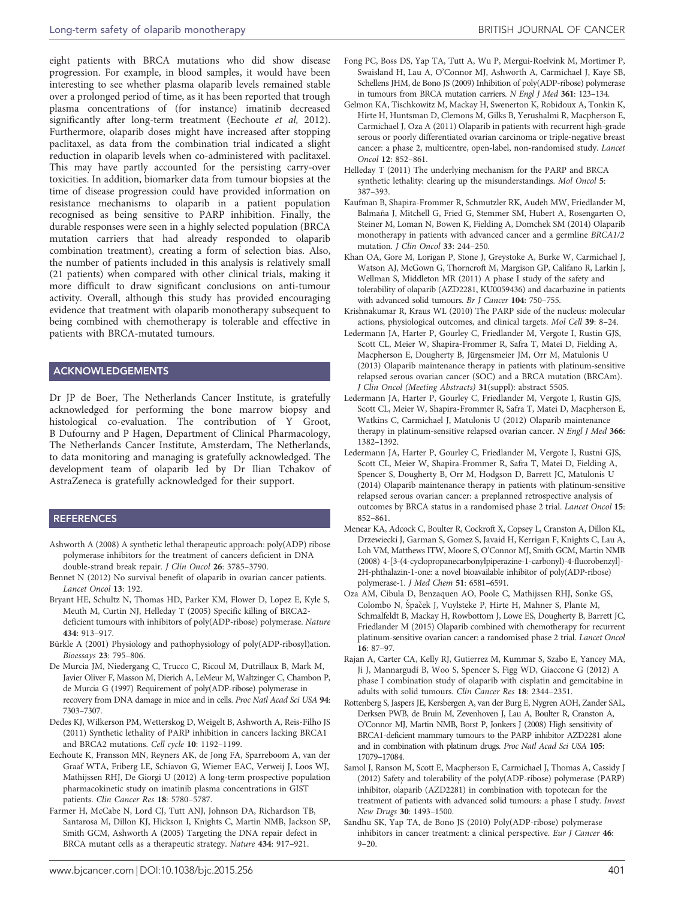eight patients with BRCA mutations who did show disease progression. For example, in blood samples, it would have been interesting to see whether plasma olaparib levels remained stable over a prolonged period of time, as it has been reported that trough plasma concentrations of (for instance) imatinib decreased significantly after long-term treatment (Eechoute *et al*, 2012). Furthermore, olaparib doses might have increased after stopping paclitaxel, as data from the combination trial indicated a slight reduction in olaparib levels when co-administered with paclitaxel. This may have partly accounted for the persisting carry-over toxicities. In addition, biomarker data from tumour biopsies at the time of disease progression could have provided information on resistance mechanisms to olaparib in a patient population recognised as being sensitive to PARP inhibition. Finally, the durable responses were seen in a highly selected population (BRCA mutation carriers that had already responded to olaparib combination treatment), creating a form of selection bias. Also, the number of patients included in this analysis is relatively small (21 patients) when compared with other clinical trials, making it more difficult to draw significant conclusions on anti-tumour activity. Overall, although this study has provided encouraging evidence that treatment with olaparib monotherapy subsequent to being combined with chemotherapy is tolerable and effective in patients with BRCA-mutated tumours.

## ACKNOWLEDGEMENTS

Dr JP de Boer, The Netherlands Cancer Institute, is gratefully acknowledged for performing the bone marrow biopsy and histological co-evaluation. The contribution of Y Groot, B Dufourny and P Hagen, Department of Clinical Pharmacology, The Netherlands Cancer Institute, Amsterdam, The Netherlands, to data monitoring and managing is gratefully acknowledged. The development team of olaparib led by Dr Ilian Tchakov of AstraZeneca is gratefully acknowledged for their support.

## REFERENCES

Ashworth A (2008) A synthetic lethal therapeutic approach: poly(ADP) ribose polymerase inhibitors for the treatment of cancers deficient in DNA double-strand break repair. *J Clin Oncol* **26**: 3785–3790.

Bennet N (2012) No survival benefit of olaparib in ovarian cancer patients. *Lancet Oncol* **13**: 192.

Bryant HE, Schultz N, Thomas HD, Parker KM, Flower D, Lopez E, Kyle S, Meuth M, Curtin NJ, Helleday T (2005) Specific killing of BRCA2-deficient tumours with inhibitors of poly(ADP-ribose) polymerase. *Nature* **434**: 913–917.

Bürkle A (2001) Physiology and pathophysiology of poly(ADP-ribosyl)ation. *Bioessays* **23**: 795–806.

De Murcia JM, Niedergang C, Trucco C, Ricoul M, Dutrillaux B, Mark M, Javier Oliver F, Masson M, Dierich A, LeMeur M, Waltzinger C, Chambon P, de Murcia G (1997) Requirement of poly(ADP-ribose) polymerase in recovery from DNA damage in mice and in cells. *Proc Natl Acad Sci USA* **94**: 7303–7307.

Dedes KJ, Wilkerson PM, Wetterskog D, Weigelt B, Ashworth A, Reis-Filho JS (2011) Synthetic lethality of PARP inhibition in cancers lacking BRCA1 and BRCA2 mutations. *Cell cycle* **10**: 1192–1199.

Eechoute K, Fransson MN, Reyners AK, de Jong FA, Sparreboom A, van der Graaf WTA, Friberg LE, Schiavon G, Wiemer EAC, Verweij J, Loos WJ, Mathijssen RHJ, De Giorgi U (2012) A long-term prospective population pharmacokinetic study on imatinib plasma concentrations in GIST patients. *Clin Cancer Res* **18**: 5780–5787.

Farmer H, McCabe N, Lord CJ, Tutt ANJ, Johnson DA, Richardson TB, Santarosa M, Dillon KJ, Hickson I, Knights C, Martin NMB, Jackson SP, Smith GCM, Ashworth A (2005) Targeting the DNA repair defect in BRCA mutant cells as a therapeutic strategy. *Nature* **434**: 917–921.

Fong PC, Boss DS, Yap TA, Tutt A, Wu P, Mergui-Roelvink M, Mortimer P, Swaisland H, Lau A, O'Connor MJ, Ashworth A, Carmichael J, Kaye SB, Schellens JHM, de Bono JS (2009) Inhibition of poly(ADP-ribose) polymerase in tumours from BRCA mutation carriers. *N Engl J Med* **361**: 123–134.

Gelmon KA, Tischkowitz M, Mackay H, Swenerton K, Robidoux A, Tonkin K, Hirte H, Huntsman D, Clemons M, Gilks B, Yerushalmi R, Macpherson E, Carmichael J, Oza A (2011) Olaparib in patients with recurrent high-grade serous or poorly differentiated ovarian carcinoma or triple-negative breast cancer: a phase 2, multicentre, open-label, non-randomised study. *Lancet Oncol* **12**: 852–861.

Helleday T (2011) The underlying mechanism for the PARP and BRCA synthetic lethality: clearing up the misunderstandings. *Mol Oncol* **5**: 387–393.

Kaufman B, Shapira-Frommer R, Schmutzler RK, Audeh MW, Friedlander M, Balmaña J, Mitchell G, Fried G, Stemmer SM, Hubert A, Rosengarten O, Steiner M, Loman N, Bowen K, Fielding A, Domchek SM (2014) Olaparib monotherapy in patients with advanced cancer and a germline *BRCA1/2* mutation. *J Clin Oncol* **33**: 244–250.

Khan OA, Gore M, Lorigan P, Stone J, Greystoke A, Burke W, Carmichael J, Watson AJ, McGown G, Thorncroft M, Margison GP, Califano R, Larkin J, Wellman S, Middleton MR (2011) A phase I study of the safety and tolerability of olaparib (AZD2281, KU0059436) and dacarbazine in patients with advanced solid tumours. *Br J Cancer* **104**: 750–755.

Krishnakumar R, Kraus WL (2010) The PARP side of the nucleus: molecular actions, physiological outcomes, and clinical targets. *Mol Cell* **39**: 8–24.

Ledermann JA, Harter P, Gourley C, Friedlander M, Vergote I, Rustin GJS, Scott CL, Meier W, Shapira-Frommer R, Safra T, Matei D, Fielding A, Macpherson E, Dougherty B, Jürgensmeier JM, Orr M, Matulonis U (2013) Olaparib maintenance therapy in patients with platinum-sensitive relapsed serous ovarian cancer (SOC) and a BRCA mutation (BRCAm). *J Clin Oncol (Meeting Abstracts)* **31**(suppl): abstract 5505.

Ledermann JA, Harter P, Gourley C, Friedlander M, Vergote I, Rustin GJS, Scott CL, Meier W, Shapira-Frommer R, Safra T, Matei D, Macpherson E, Watkins C, Carmichael J, Matulonis U (2012) Olaparib maintenance therapy in platinum-sensitive relapsed ovarian cancer. *N Engl J Med* **366**: 1382–1392.

Ledermann JA, Harter P, Gourley C, Friedlander M, Vergote I, Rustni GJS, Scott CL, Meier W, Shapira-Frommer R, Safra T, Matei D, Fielding A, Spencer S, Dougherty B, Orr M, Hodgson D, Barrett JC, Matulonis U (2014) Olaparib maintenance therapy in patients with platinum-sensitive relapsed serous ovarian cancer: a preplanned retrospective analysis of outcomes by BRCA status in a randomised phase 2 trial. *Lancet Oncol* **15**: 852–861.

Menear KA, Adcock C, Boulter R, Cockroft X, Copsey L, Cranston A, Dillon KL, Drzewiecki J, Garman S, Gomez S, Javaid H, Kerrigan F, Knights C, Lau A, Loh VM, Matthews ITW, Moore S, O'Connor MJ, Smith GCM, Martin NMB (2008) 4-[3-(4-cyclopropanecarbonylpiperazine-1-carbonyl)-4-fluorobenzyl]-2H-phthalazin-1-one: a novel bioavailable inhibitor of poly(ADP-ribose) polymerase-1. *J Med Chem* **51**: 6581–6591.

Oza AM, Cibula D, Benzaquen AO, Poole C, Mathijssen RHJ, Sonke GS, Colombo N, Špaček J, Vuylsteke P, Hirte H, Mahner S, Plante M, Schmalfeldt B, Mackay H, Rowbottom J, Lowe ES, Dougherty B, Barrett JC, Friedlander M (2015) Olaparib combined with chemotherapy for recurrent platinum-sensitive ovarian cancer: a randomised phase 2 trial. *Lancet Oncol* **16**: 87–97.

Rajan A, Carter CA, Kelly RJ, Gutierrez M, Kummar S, Szabo E, Yancey MA, Ji J, Mannargudi B, Woo S, Spencer S, Figg WD, Giaccone G (2012) A phase I combination study of olaparib with cisplatin and gemcitabine in adults with solid tumours. *Clin Cancer Res* **18**: 2344–2351.

Rottenberg S, Jaspers JE, Kersbergen A, van der Burg E, Nygren AOH, Zander SAL, Derksen PWB, de Bruin M, Zevenhoven J, Lau A, Boulter R, Cranston A, O'Connor MJ, Martin NMB, Borst P, Jonkers J (2008) High sensitivity of BRCA1-deficient mammary tumours to the PARP inhibitor AZD2281 alone and in combination with platinum drugs. *Proc Natl Acad Sci USA* **105**: 17079–17084.

Samol J, Ranson M, Scott E, Macpherson E, Carmichael J, Thomas A, Cassidy J (2012) Safety and tolerability of the poly(ADP-ribose) polymerase (PARP) inhibitor, olaparib (AZD2281) in combination with topotecan for the treatment of patients with advanced solid tumours: a phase I study. *Invest New Drugs* **30**: 1493–1500.

Sandhu SK, Yap TA, de Bono JS (2010) Poly(ADP-ribose) polymerase inhibitors in cancer treatment: a clinical perspective. *Eur J Cancer* **46**: 9–20.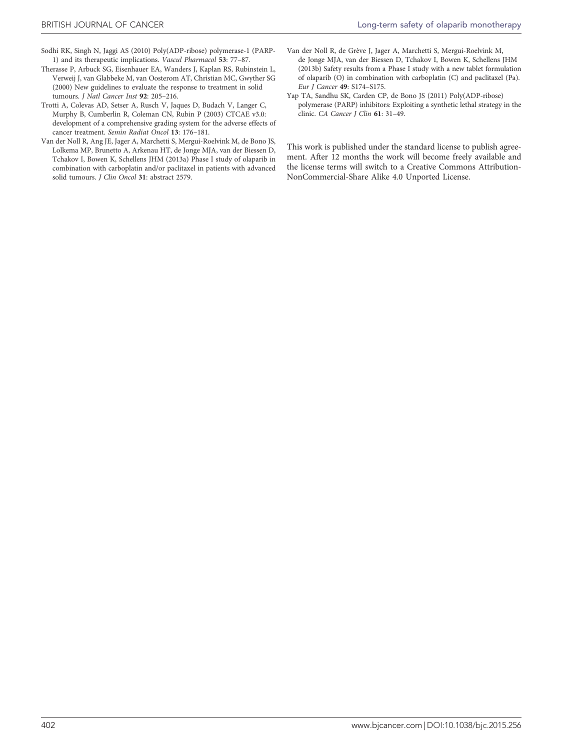Sodhi RK, Singh N, Jaggi AS (2010) Poly(ADP-ribose) polymerase-1 (PARP-1) and its therapeutic implications. *Vascul Pharmacol* **53**: 77–87.

Therasse P, Arbuck SG, Eisenhauer EA, Wanders J, Kaplan RS, Rubinstein L, Verweij J, van Glabbeke M, van Oosterom AT, Christian MC, Gwyther SG (2000) New guidelines to evaluate the response to treatment in solid tumours. *J Natl Cancer Inst* **92**: 205–216.

Trotti A, Colevas AD, Setser A, Rusch V, Jaques D, Budach V, Langer C, Murphy B, Cumberlin R, Coleman CN, Rubin P (2003) CTCAE v3.0: development of a comprehensive grading system for the adverse effects of cancer treatment. *Semin Radiat Oncol* **13**: 176–181.

Van der Noll R, Ang JE, Jager A, Marchetti S, Mergui-Roelvink M, de Bono JS, Lolkema MP, Brunetto A, Arkenau HT, de Jonge MJA, van der Biessen D, Tchakov I, Bowen K, Schellens JHM (2013a) Phase I study of olaparib in combination with carboplatin and/or paclitaxel in patients with advanced solid tumours. *J Clin Oncol* **31**: abstract 2579.

Van der Noll R, de Grève J, Jager A, Marchetti S, Mergui-Roelvink M, de Jonge MJA, van der Biessen D, Tchakov I, Bowen K, Schellens JHM (2013b) Safety results from a Phase I study with a new tablet formulation of olaparib (O) in combination with carboplatin (C) and paclitaxel (Pa). *Eur J Cancer* **49**: S174–S175.

Yap TA, Sandhu SK, Carden CP, de Bono JS (2011) Poly(ADP-ribose) polymerase (PARP) inhibitors: Exploiting a synthetic lethal strategy in the clinic. *CA Cancer J Clin* **61**: 31–49.

This work is published under the standard license to publish agreement. After 12 months the work will become freely available and the license terms will switch to a Creative Commons Attribution-NonCommercial-Share Alike 4.0 Unported License.